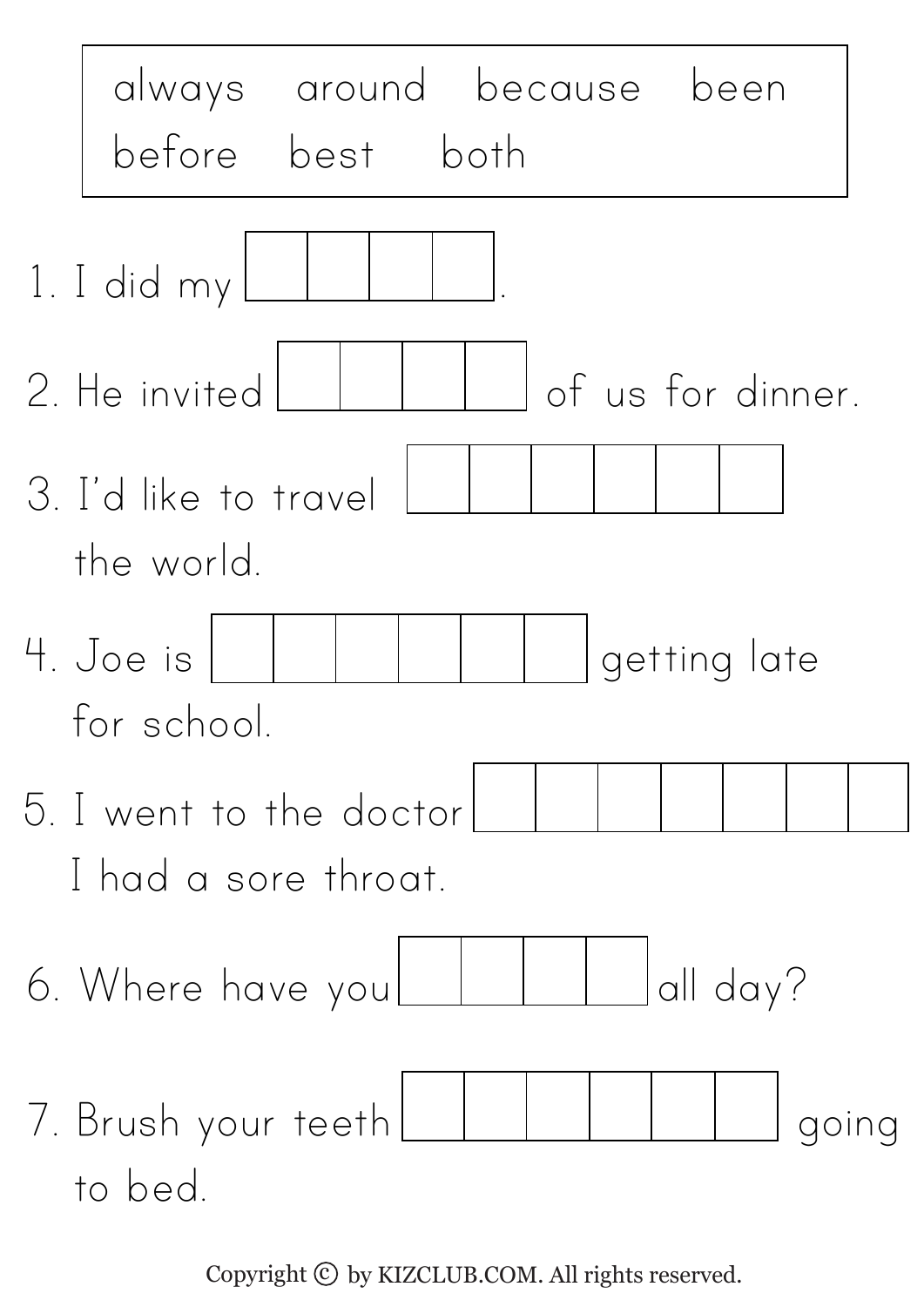| always | around | because | been |
|---|---|---|---|
| before | best | both | |

1. I did my ☐☐☐☐.
2. He invited ☐☐☐☐ of us for dinner.
3. I'd like to travel ☐☐☐☐☐☐ the world.
4. Joe is ☐☐☐☐☐☐ getting late for school.
5. I went to the doctor ☐☐☐☐☐☐☐ I had a sore throat.
6. Where have you ☐☐☐☐ all day?
7. Brush your teeth ☐☐☐☐☐☐ going to bed.

Copyright © by KIZCLUB.COM. All rights reserved.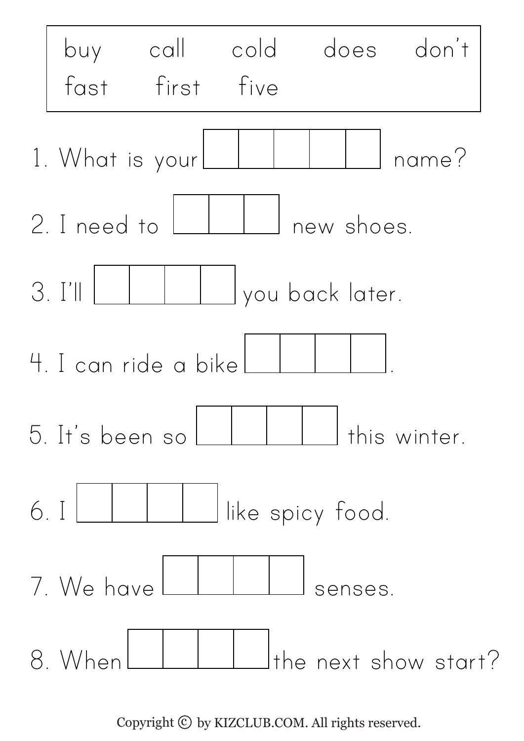| buy | call | cold | does | don't |
| --- | --- | --- | --- | --- |
| fast | first | five | | |

1. What is your ☐☐☐☐☐ name?

2. I need to ☐☐☐ new shoes.

3. I'll ☐☐☐☐ you back later.

4. I can ride a bike ☐☐☐☐.

5. It's been so ☐☐☐☐ this winter.

6. I ☐☐☐☐ like spicy food.

7. We have ☐☐☐☐ senses.

8. When ☐☐☐☐ the next show start?

Copyright © by KIZCLUB.COM. All rights reserved.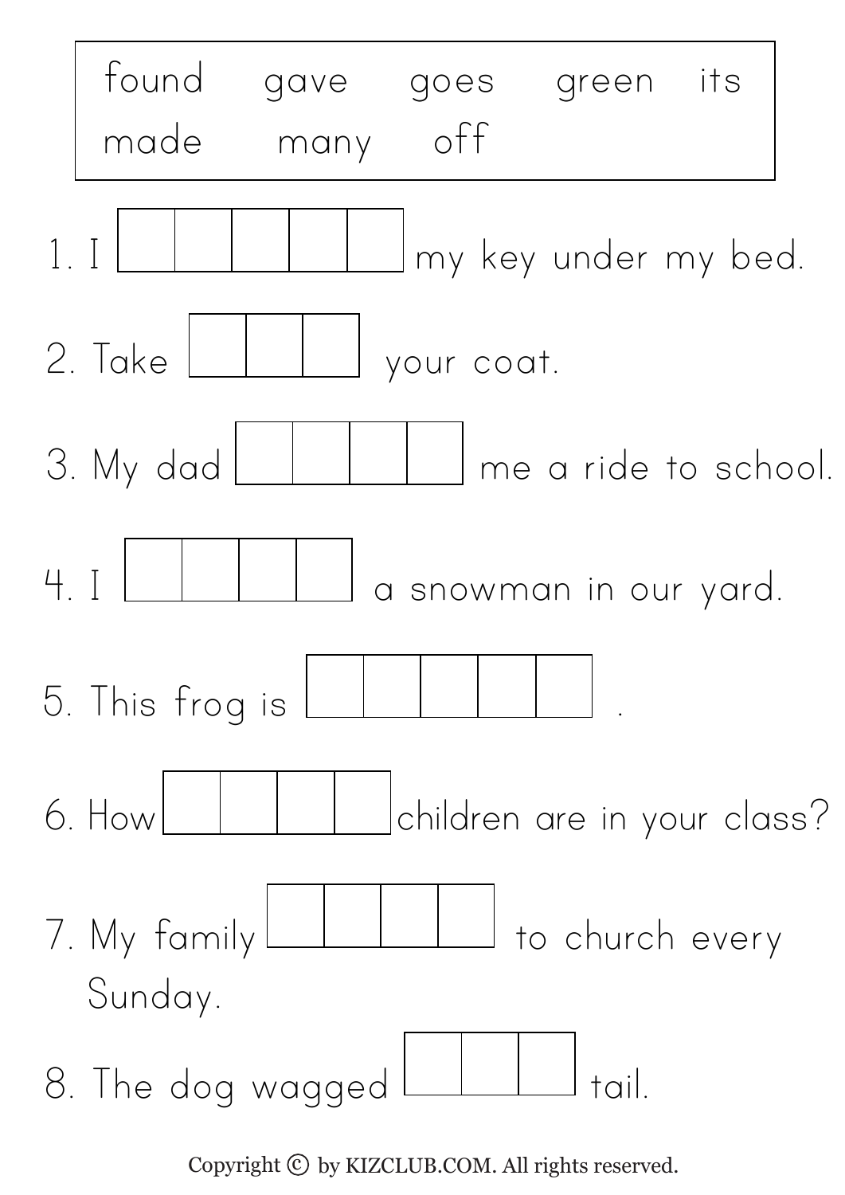| found | gave | goes | green | its |
|---|---|---|---|---|
| made | many | off | | |

1. I ☐☐☐☐☐ my key under my bed.

2. Take ☐☐☐ your coat.

3. My dad ☐☐☐☐ me a ride to school.

4. I ☐☐☐☐ a snowman in our yard.

5. This frog is ☐☐☐☐☐ .

6. How ☐☐☐☐ children are in your class?

7. My family ☐☐☐☐ to church every Sunday.

8. The dog wagged ☐☐☐ tail.

Copyright © by KIZCLUB.COM. All rights reserved.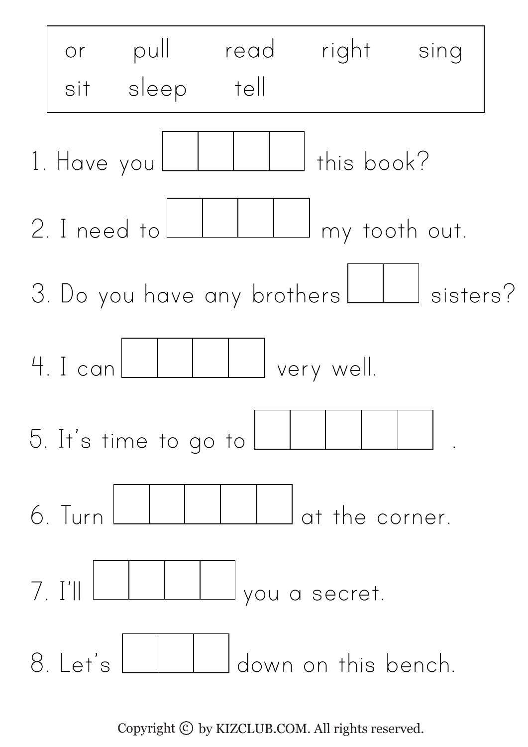| or | pull | read | right | sing |
|---|---|---|---|---|
| sit | sleep | tell | | |

1. Have you ☐☐☐☐ this book?
2. I need to ☐☐☐☐ my tooth out.
3. Do you have any brothers ☐☐ sisters?
4. I can ☐☐☐☐ very well.
5. It's time to go to ☐☐☐☐☐ .
6. Turn ☐☐☐☐☐ at the corner.
7. I'll ☐☐☐☐ you a secret.
8. Let's ☐☐☐ down on this bench.

Copyright © by KIZCLUB.COM. All rights reserved.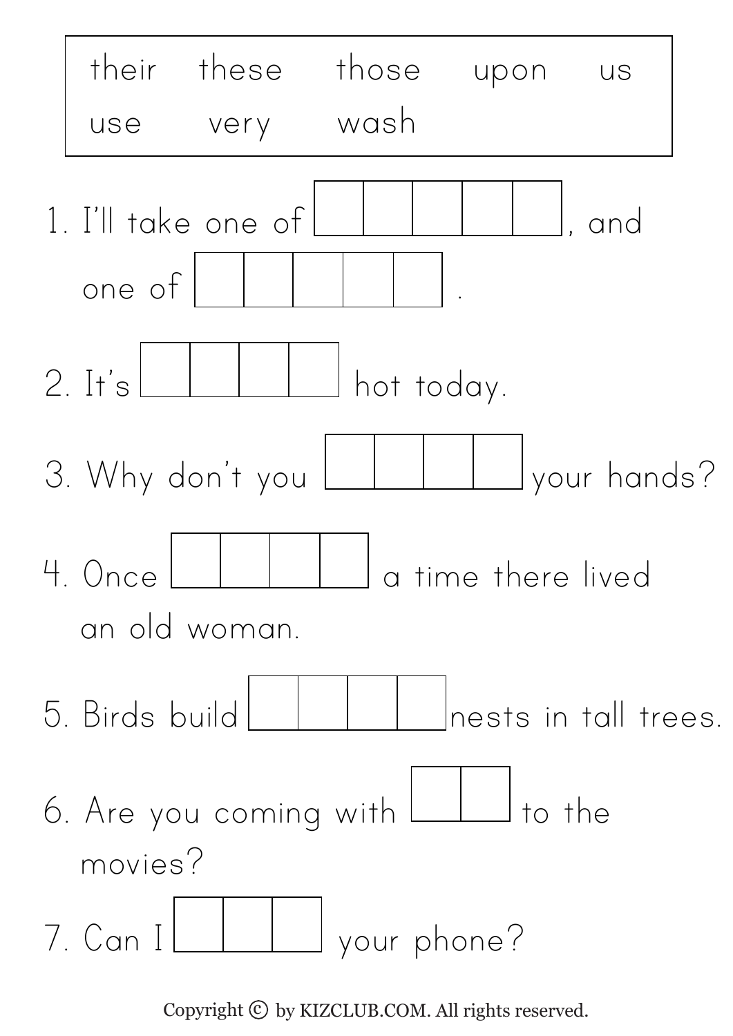| their | these | those | upon | us |
| --- | --- | --- | --- | --- |
| use | very | wash | | |

1. I'll take one of ☐☐☐☐☐, and one of ☐☐☐☐☐ .

2. It's ☐☐☐☐ hot today.

3. Why don't you ☐☐☐☐ your hands?

4. Once ☐☐☐☐ a time there lived an old woman.

5. Birds build ☐☐☐☐ nests in tall trees.

6. Are you coming with ☐☐ to the movies?

7. Can I ☐☐☐ your phone?

Copyright © by KIZCLUB.COM. All rights reserved.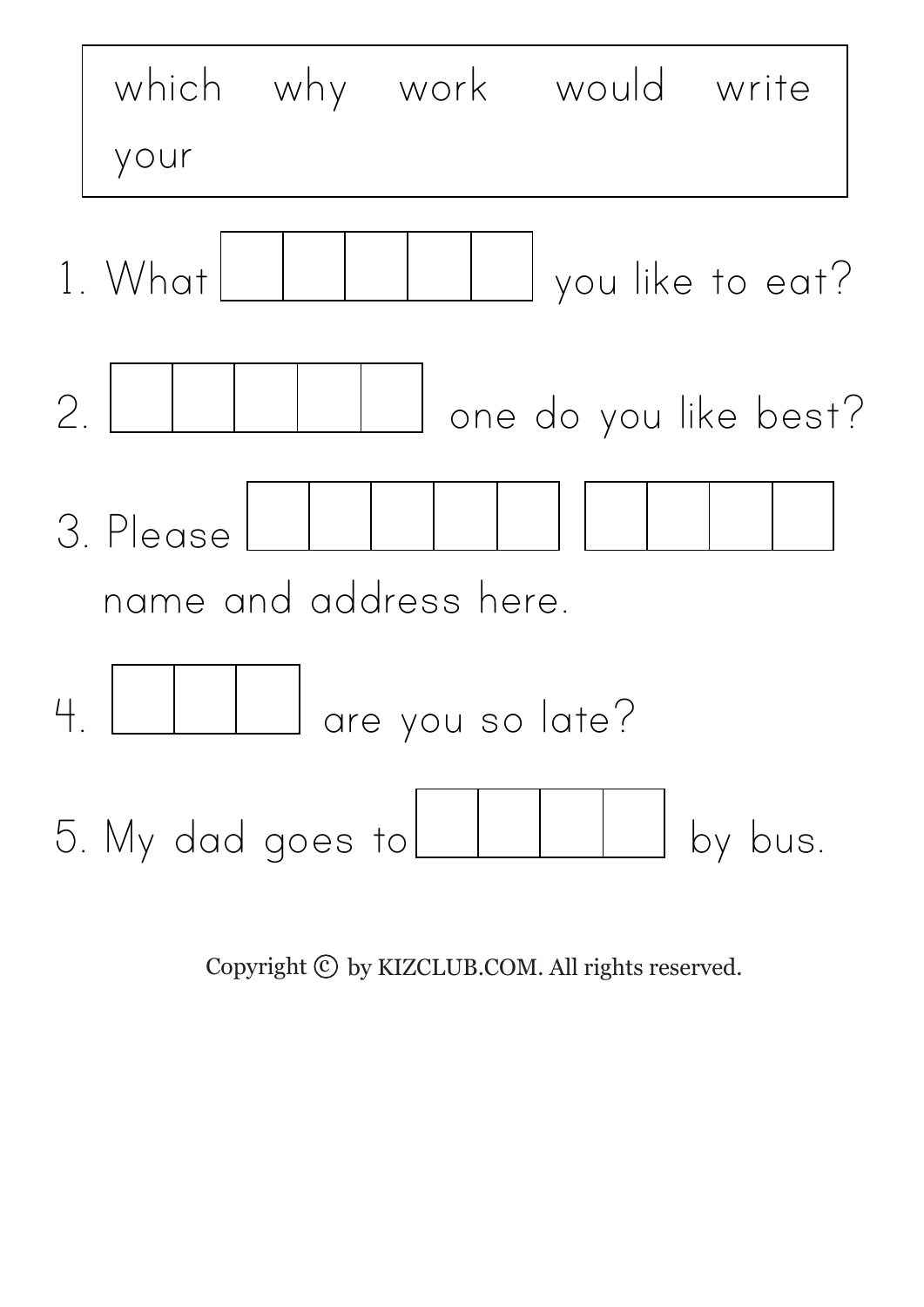| | | | | |
|---|---|---|---|---|
| which | why | work | would | write |
| your | | | | |

1. What [ ][ ][ ][ ][ ] you like to eat?

2. [ ][ ][ ][ ][ ] one do you like best?

3. Please [ ][ ][ ][ ][ ] [ ][ ][ ][ ] name and address here.

4. [ ][ ][ ] are you so late?

5. My dad goes to [ ][ ][ ][ ] by bus.

Copyright © by KIZCLUB.COM. All rights reserved.